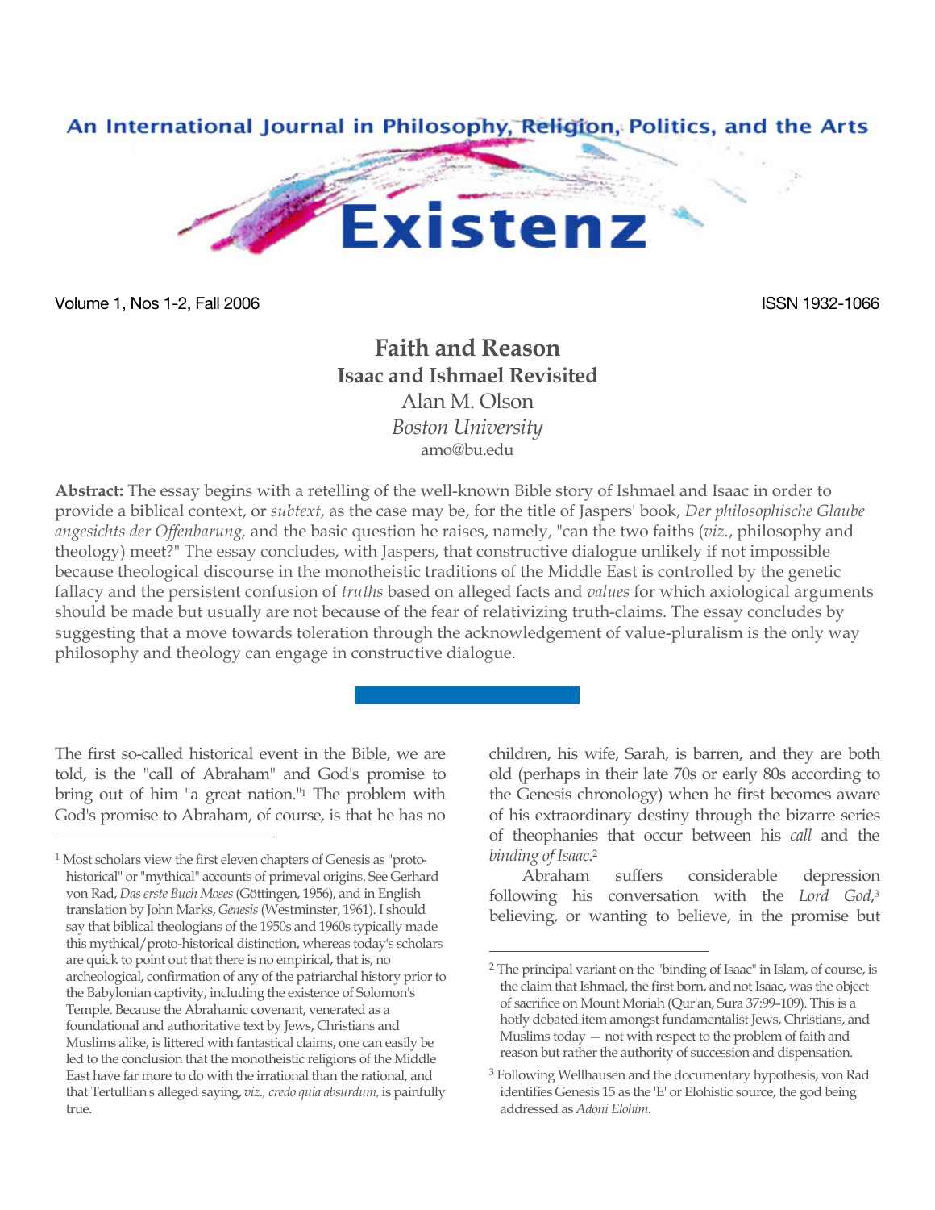# Faith and Reason

## Isaac and Ishmael Revisited

Alan M. Olson

*Boston University*

amo@bu.edu

**Abstract:** The essay begins with a retelling of the well-known Bible story of Ishmael and Isaac in order to provide a biblical context, or *subtext*, as the case may be, for the title of Jaspers' book, *Der philosophische Glaube angesichts der Offenbarung,* and the basic question he raises, namely, "can the two faiths (*viz.*, philosophy and theology) meet?" The essay concludes, with Jaspers, that constructive dialogue unlikely if not impossible because theological discourse in the monotheistic traditions of the Middle East is controlled by the genetic fallacy and the persistent confusion of *truths* based on alleged facts and *values* for which axiological arguments should be made but usually are not because of the fear of relativizing truth-claims. The essay concludes by suggesting that a move towards toleration through the acknowledgement of value-pluralism is the only way philosophy and theology can engage in constructive dialogue.

---

The first so-called historical event in the Bible, we are told, is the "call of Abraham" and God's promise to bring out of him "a great nation."[1] The problem with God's promise to Abraham, of course, is that he has no children, his wife, Sarah, is barren, and they are both old (perhaps in their late 70s or early 80s according to the Genesis chronology) when he first becomes aware of his extraordinary destiny through the bizarre series of theophanies that occur between his *call* and the *binding of Isaac*.[2]

Abraham suffers considerable depression following his conversation with the *Lord God*,[3] believing, or wanting to believe, in the promise but

---

[1] Most scholars view the first eleven chapters of Genesis as "proto-historical" or "mythical" accounts of primeval origins. See Gerhard von Rad, *Das erste Buch Moses* (Göttingen, 1956), and in English translation by John Marks, *Genesis* (Westminster, 1961). I should say that biblical theologians of the 1950s and 1960s typically made this mythical/proto-historical distinction, whereas today's scholars are quick to point out that there is no empirical, that is, no archeological, confirmation of any of the patriarchal history prior to the Babylonian captivity, including the existence of Solomon's Temple. Because the Abrahamic covenant, venerated as a foundational and authoritative text by Jews, Christians and Muslims alike, is littered with fantastical claims, one can easily be led to the conclusion that the monotheistic religions of the Middle East have far more to do with the irrational than the rational, and that Tertullian's alleged saying, *viz., credo quia absurdum,* is painfully true.

[2] The principal variant on the "binding of Isaac" in Islam, of course, is the claim that Ishmael, the first born, and not Isaac, was the object of sacrifice on Mount Moriah (Qur'an, Sura 37:99-109). This is a hotly debated item amongst fundamentalist Jews, Christians, and Muslims today — not with respect to the problem of faith and reason but rather the authority of succession and dispensation.

[3] Following Wellhausen and the documentary hypothesis, von Rad identifies Genesis 15 as the 'E' or Elohistic source, the god being addressed as *Adoni Elohim.*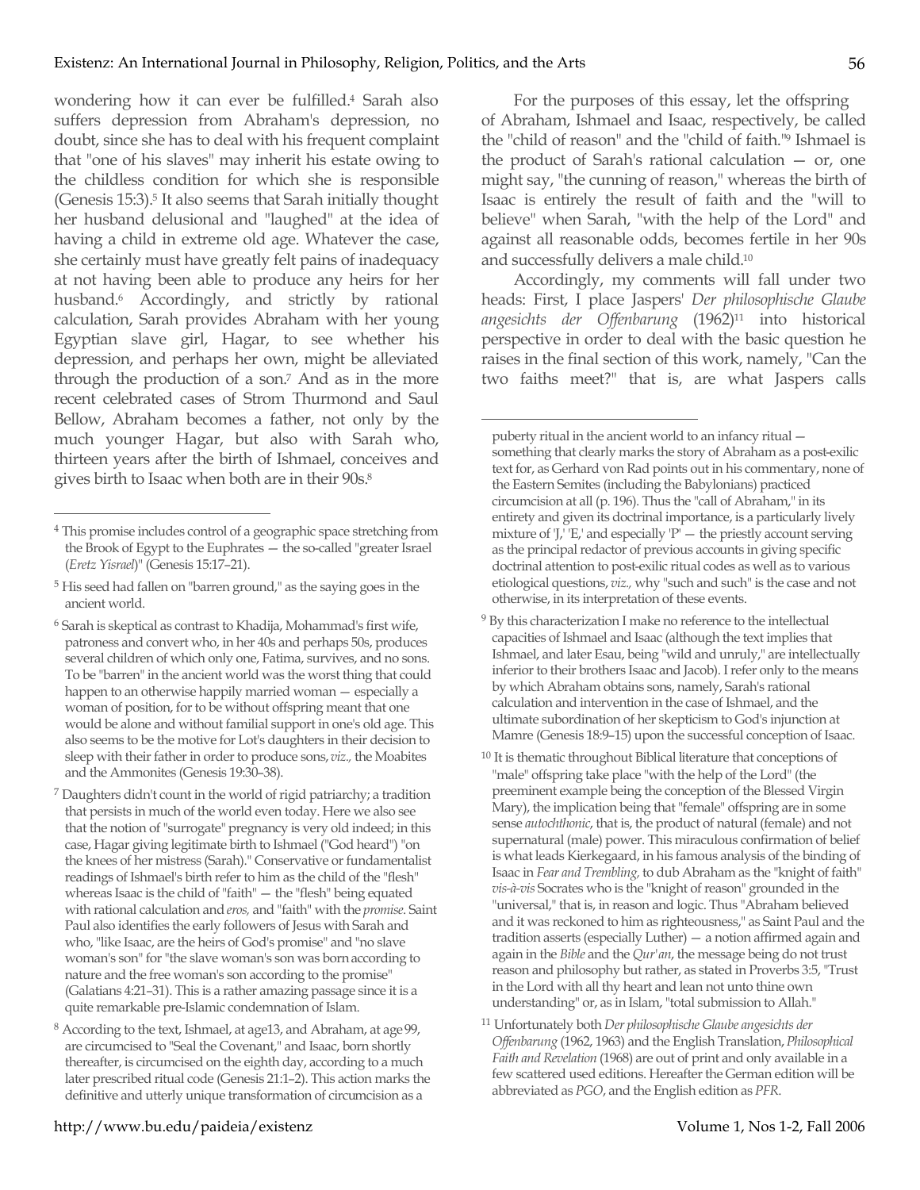wondering how it can ever be fulfilled.[4] Sarah also suffers depression from Abraham's depression, no doubt, since she has to deal with his frequent complaint that "one of his slaves" may inherit his estate owing to the childless condition for which she is responsible (Genesis 15:3).[5] It also seems that Sarah initially thought her husband delusional and "laughed" at the idea of having a child in extreme old age. Whatever the case, she certainly must have greatly felt pains of inadequacy at not having been able to produce any heirs for her husband.[6] Accordingly, and strictly by rational calculation, Sarah provides Abraham with her young Egyptian slave girl, Hagar, to see whether his depression, and perhaps her own, might be alleviated through the production of a son.[7] And as in the more recent celebrated cases of Strom Thurmond and Saul Bellow, Abraham becomes a father, not only by the much younger Hagar, but also with Sarah who, thirteen years after the birth of Ishmael, conceives and gives birth to Isaac when both are in their 90s.[8]

For the purposes of this essay, let the offspring of Abraham, Ishmael and Isaac, respectively, be called the "child of reason" and the "child of faith."[9] Ishmael is the product of Sarah's rational calculation — or, one might say, "the cunning of reason," whereas the birth of Isaac is entirely the result of faith and the "will to believe" when Sarah, "with the help of the Lord" and against all reasonable odds, becomes fertile in her 90s and successfully delivers a male child.[10]

Accordingly, my comments will fall under two heads: First, I place Jaspers' *Der philosophische Glaube angesichts der Offenbarung* (1962)[11] into historical perspective in order to deal with the basic question he raises in the final section of this work, namely, "Can the two faiths meet?" that is, are what Jaspers calls

---

[4] This promise includes control of a geographic space stretching from the Brook of Egypt to the Euphrates — the so-called "greater Israel (*Eretz Yisrael*)" (Genesis 15:17–21).

[5] His seed had fallen on "barren ground," as the saying goes in the ancient world.

[6] Sarah is skeptical as contrast to Khadija, Mohammad's first wife, patroness and convert who, in her 40s and perhaps 50s, produces several children of which only one, Fatima, survives, and no sons. To be "barren" in the ancient world was the worst thing that could happen to an otherwise happily married woman — especially a woman of position, for to be without offspring meant that one would be alone and without familial support in one's old age. This also seems to be the motive for Lot's daughters in their decision to sleep with their father in order to produce sons, *viz.,* the Moabites and the Ammonites (Genesis 19:30–38).

[7] Daughters didn't count in the world of rigid patriarchy; a tradition that persists in much of the world even today. Here we also see that the notion of "surrogate" pregnancy is very old indeed; in this case, Hagar giving legitimate birth to Ishmael ("God heard") "on the knees of her mistress (Sarah)." Conservative or fundamentalist readings of Ishmael's birth refer to him as the child of the "flesh" whereas Isaac is the child of "faith" — the "flesh" being equated with rational calculation and *eros,* and "faith" with the *promise.* Saint Paul also identifies the early followers of Jesus with Sarah and who, "like Isaac, are the heirs of God's promise" and "no slave woman's son" for "the slave woman's son was born according to nature and the free woman's son according to the promise" (Galatians 4:21–31). This is a rather amazing passage since it is a quite remarkable pre-Islamic condemnation of Islam.

[8] According to the text, Ishmael, at age13, and Abraham, at age 99, are circumcised to "Seal the Covenant," and Isaac, born shortly thereafter, is circumcised on the eighth day, according to a much later prescribed ritual code (Genesis 21:1–2). This action marks the definitive and utterly unique transformation of circumcision as a puberty ritual in the ancient world to an infancy ritual — something that clearly marks the story of Abraham as a post-exilic text for, as Gerhard von Rad points out in his commentary, none of the Eastern Semites (including the Babylonians) practiced circumcision at all (p. 196). Thus the "call of Abraham," in its entirety and given its doctrinal importance, is a particularly lively mixture of 'J,' 'E,' and especially 'P' — the priestly account serving as the principal redactor of previous accounts in giving specific doctrinal attention to post-exilic ritual codes as well as to various etiological questions, *viz.,* why "such and such" is the case and not otherwise, in its interpretation of these events.

[9] By this characterization I make no reference to the intellectual capacities of Ishmael and Isaac (although the text implies that Ishmael, and later Esau, being "wild and unruly," are intellectually inferior to their brothers Isaac and Jacob). I refer only to the means by which Abraham obtains sons, namely, Sarah's rational calculation and intervention in the case of Ishmael, and the ultimate subordination of her skepticism to God's injunction at Mamre (Genesis 18:9–15) upon the successful conception of Isaac.

[10] It is thematic throughout Biblical literature that conceptions of "male" offspring take place "with the help of the Lord" (the preeminent example being the conception of the Blessed Virgin Mary), the implication being that "female" offspring are in some sense *autochthonic*, that is, the product of natural (female) and not supernatural (male) power. This miraculous confirmation of belief is what leads Kierkegaard, in his famous analysis of the binding of Isaac in *Fear and Trembling,* to dub Abraham as the "knight of faith" *vis-à-vis* Socrates who is the "knight of reason" grounded in the "universal," that is, in reason and logic. Thus "Abraham believed and it was reckoned to him as righteousness," as Saint Paul and the tradition asserts (especially Luther) — a notion affirmed again and again in the *Bible* and the *Qur'an*, the message being do not trust reason and philosophy but rather, as stated in Proverbs 3:5, "Trust in the Lord with all thy heart and lean not unto thine own understanding" or, as in Islam, "total submission to Allah."

[11] Unfortunately both *Der philosophische Glaube angesichts der Offenbarung* (1962, 1963) and the English Translation, *Philosophical Faith and Revelation* (1968) are out of print and only available in a few scattered used editions. Hereafter the German edition will be abbreviated as *PGO*, and the English edition as *PFR.*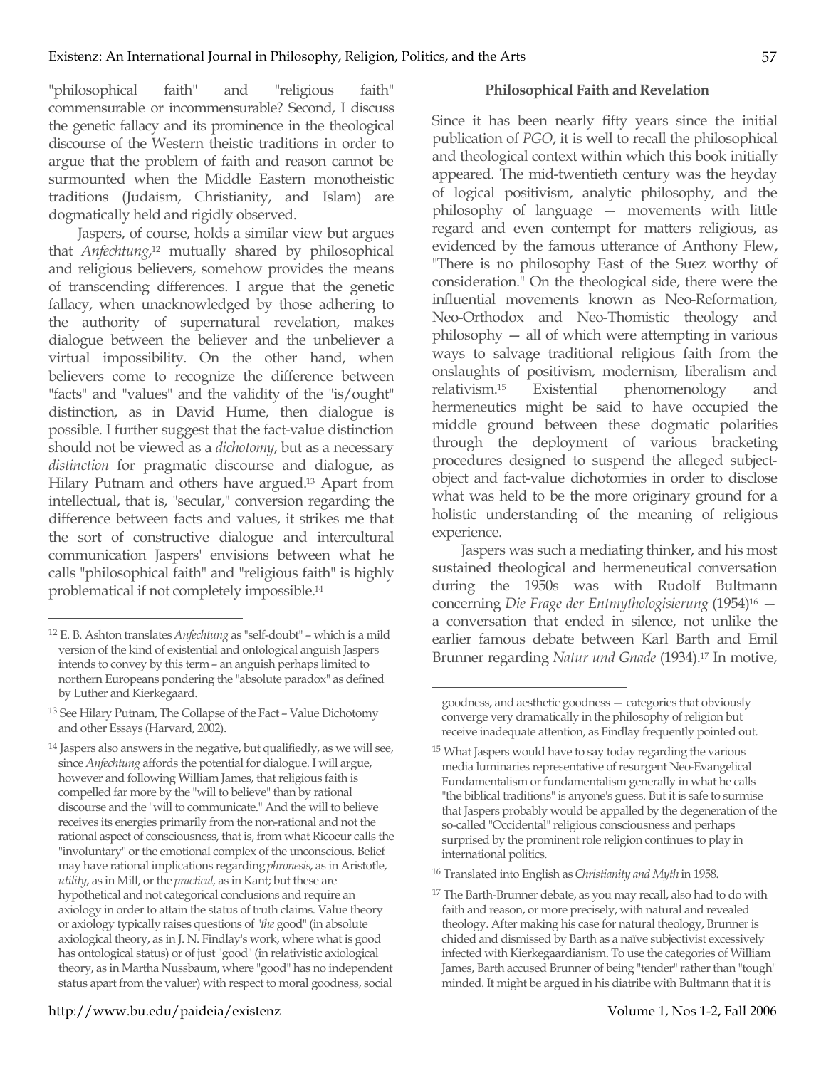"philosophical faith" and "religious faith" commensurable or incommensurable? Second, I discuss the genetic fallacy and its prominence in the theological discourse of the Western theistic traditions in order to argue that the problem of faith and reason cannot be surmounted when the Middle Eastern monotheistic traditions (Judaism, Christianity, and Islam) are dogmatically held and rigidly observed.

Jaspers, of course, holds a similar view but argues that *Anfechtung*,[12] mutually shared by philosophical and religious believers, somehow provides the means of transcending differences. I argue that the genetic fallacy, when unacknowledged by those adhering to the authority of supernatural revelation, makes dialogue between the believer and the unbeliever a virtual impossibility. On the other hand, when believers come to recognize the difference between "facts" and "values" and the validity of the "is/ought" distinction, as in David Hume, then dialogue is possible. I further suggest that the fact-value distinction should not be viewed as a *dichotomy*, but as a necessary *distinction* for pragmatic discourse and dialogue, as Hilary Putnam and others have argued.[13] Apart from intellectual, that is, "secular," conversion regarding the difference between facts and values, it strikes me that the sort of constructive dialogue and intercultural communication Jaspers' envisions between what he calls "philosophical faith" and "religious faith" is highly problematical if not completely impossible.[14]

## Philosophical Faith and Revelation

Since it has been nearly fifty years since the initial publication of *PGO*, it is well to recall the philosophical and theological context within which this book initially appeared. The mid-twentieth century was the heyday of logical positivism, analytic philosophy, and the philosophy of language — movements with little regard and even contempt for matters religious, as evidenced by the famous utterance of Anthony Flew, "There is no philosophy East of the Suez worthy of consideration." On the theological side, there were the influential movements known as Neo-Reformation, Neo-Orthodox and Neo-Thomistic theology and philosophy — all of which were attempting in various ways to salvage traditional religious faith from the onslaughts of positivism, modernism, liberalism and relativism.[15] Existential phenomenology and hermeneutics might be said to have occupied the middle ground between these dogmatic polarities through the deployment of various bracketing procedures designed to suspend the alleged subject-object and fact-value dichotomies in order to disclose what was held to be the more originary ground for a holistic understanding of the meaning of religious experience.

Jaspers was such a mediating thinker, and his most sustained theological and hermeneutical conversation during the 1950s was with Rudolf Bultmann concerning *Die Frage der Entmythologisierung* (1954)[16] — a conversation that ended in silence, not unlike the earlier famous debate between Karl Barth and Emil Brunner regarding *Natur und Gnade* (1934).[17] In motive,

---

[12] E. B. Ashton translates *Anfechtung* as "self-doubt" – which is a mild version of the kind of existential and ontological anguish Jaspers intends to convey by this term – an anguish perhaps limited to northern Europeans pondering the "absolute paradox" as defined by Luther and Kierkegaard.

[13] See Hilary Putnam, The Collapse of the Fact – Value Dichotomy and other Essays (Harvard, 2002).

[14] Jaspers also answers in the negative, but qualifiedly, as we will see, since *Anfechtung* affords the potential for dialogue. I will argue, however and following William James, that religious faith is compelled far more by the "will to believe" than by rational discourse and the "will to communicate." And the will to believe receives its energies primarily from the non-rational and not the rational aspect of consciousness, that is, from what Ricoeur calls the "involuntary" or the emotional complex of the unconscious. Belief may have rational implications regarding *phronesis*, as in Aristotle, *utility*, as in Mill, or the *practical*, as in Kant; but these are hypothetical and not categorical conclusions and require an axiology in order to attain the status of truth claims. Value theory or axiology typically raises questions of "*the* good" (in absolute axiological theory, as in J. N. Findlay's work, where what is good has ontological status) or of just "good" (in relativistic axiological theory, as in Martha Nussbaum, where "good" has no independent status apart from the valuer) with respect to moral goodness, social goodness, and aesthetic goodness — categories that obviously converge very dramatically in the philosophy of religion but receive inadequate attention, as Findlay frequently pointed out.

[15] What Jaspers would have to say today regarding the various media luminaries representative of resurgent Neo-Evangelical Fundamentalism or fundamentalism generally in what he calls "the biblical traditions" is anyone's guess. But it is safe to surmise that Jaspers probably would be appalled by the degeneration of the so-called "Occidental" religious consciousness and perhaps surprised by the prominent role religion continues to play in international politics.

[16] Translated into English as *Christianity and Myth* in 1958.

[17] The Barth-Brunner debate, as you may recall, also had to do with faith and reason, or more precisely, with natural and revealed theology. After making his case for natural theology, Brunner is chided and dismissed by Barth as a naïve subjectivist excessively infected with Kierkegaardianism. To use the categories of William James, Barth accused Brunner of being "tender" rather than "tough" minded. It might be argued in his diatribe with Bultmann that it is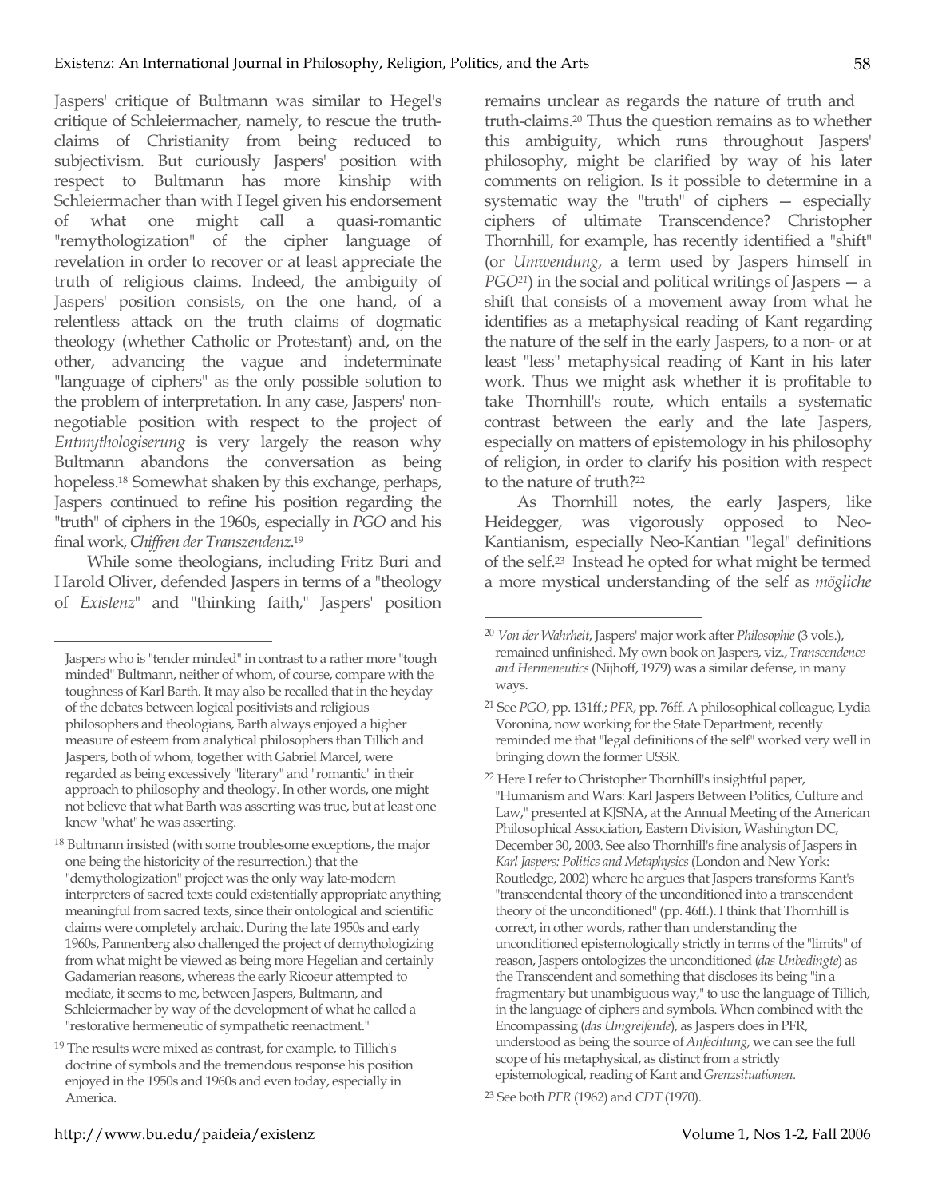Jaspers' critique of Bultmann was similar to Hegel's critique of Schleiermacher, namely, to rescue the truth-claims of Christianity from being reduced to subjectivism. But curiously Jaspers' position with respect to Bultmann has more kinship with Schleiermacher than with Hegel given his endorsement of what one might call a quasi-romantic "remythologization" of the cipher language of revelation in order to recover or at least appreciate the truth of religious claims. Indeed, the ambiguity of Jaspers' position consists, on the one hand, of a relentless attack on the truth claims of dogmatic theology (whether Catholic or Protestant) and, on the other, advancing the vague and indeterminate "language of ciphers" as the only possible solution to the problem of interpretation. In any case, Jaspers' non-negotiable position with respect to the project of *Entmythologiserung* is very largely the reason why Bultmann abandons the conversation as being hopeless.[18] Somewhat shaken by this exchange, perhaps, Jaspers continued to refine his position regarding the "truth" of ciphers in the 1960s, especially in *PGO* and his final work, *Chiffren der Transzendenz*.[19]

While some theologians, including Fritz Buri and Harold Oliver, defended Jaspers in terms of a "theology of *Existenz*" and "thinking faith," Jaspers' position remains unclear as regards the nature of truth and truth-claims.[20] Thus the question remains as to whether this ambiguity, which runs throughout Jaspers' philosophy, might be clarified by way of his later comments on religion. Is it possible to determine in a systematic way the "truth" of ciphers — especially ciphers of ultimate Transcendence? Christopher Thornhill, for example, has recently identified a "shift" (or *Umwendung*, a term used by Jaspers himself in *PGO*[21]) in the social and political writings of Jaspers — a shift that consists of a movement away from what he identifies as a metaphysical reading of Kant regarding the nature of the self in the early Jaspers, to a non- or at least "less" metaphysical reading of Kant in his later work. Thus we might ask whether it is profitable to take Thornhill's route, which entails a systematic contrast between the early and the late Jaspers, especially on matters of epistemology in his philosophy of religion, in order to clarify his position with respect to the nature of truth?[22]

As Thornhill notes, the early Jaspers, like Heidegger, was vigorously opposed to Neo-Kantianism, especially Neo-Kantian "legal" definitions of the self.[23] Instead he opted for what might be termed a more mystical understanding of the self as *mögliche*

---

Jaspers who is "tender minded" in contrast to a rather more "tough minded" Bultmann, neither of whom, of course, compare with the toughness of Karl Barth. It may also be recalled that in the heyday of the debates between logical positivists and religious philosophers and theologians, Barth always enjoyed a higher measure of esteem from analytical philosophers than Tillich and Jaspers, both of whom, together with Gabriel Marcel, were regarded as being excessively "literary" and "romantic" in their approach to philosophy and theology. In other words, one might not believe that what Barth was asserting was true, but at least one knew "what" he was asserting.

[18] Bultmann insisted (with some troublesome exceptions, the major one being the historicity of the resurrection.) that the "demythologization" project was the only way late-modern interpreters of sacred texts could existentially appropriate anything meaningful from sacred texts, since their ontological and scientific claims were completely archaic. During the late 1950s and early 1960s, Pannenberg also challenged the project of demythologizing from what might be viewed as being more Hegelian and certainly Gadamerian reasons, whereas the early Ricoeur attempted to mediate, it seems to me, between Jaspers, Bultmann, and Schleiermacher by way of the development of what he called a "restorative hermeneutic of sympathetic reenactment."

[19] The results were mixed as contrast, for example, to Tillich's doctrine of symbols and the tremendous response his position enjoyed in the 1950s and 1960s and even today, especially in America.

[20] *Von der Wahrheit*, Jaspers' major work after *Philosophie* (3 vols.), remained unfinished. My own book on Jaspers, viz., *Transcendence and Hermeneutics* (Nijhoff, 1979) was a similar defense, in many ways.

[21] See *PGO*, pp. 131ff.; *PFR*, pp. 76ff. A philosophical colleague, Lydia Voronina, now working for the State Department, recently reminded me that "legal definitions of the self" worked very well in bringing down the former USSR.

[22] Here I refer to Christopher Thornhill's insightful paper, "Humanism and Wars: Karl Jaspers Between Politics, Culture and Law," presented at KJSNA, at the Annual Meeting of the American Philosophical Association, Eastern Division, Washington DC, December 30, 2003. See also Thornhill's fine analysis of Jaspers in *Karl Jaspers: Politics and Metaphysics* (London and New York: Routledge, 2002) where he argues that Jaspers transforms Kant's "transcendental theory of the unconditioned into a transcendent theory of the unconditioned" (pp. 46ff.). I think that Thornhill is correct, in other words, rather than understanding the unconditioned epistemologically strictly in terms of the "limits" of reason, Jaspers ontologizes the unconditioned (*das Unbedingte*) as the Transcendent and something that discloses its being "in a fragmentary but unambiguous way," to use the language of Tillich, in the language of ciphers and symbols. When combined with the Encompassing (*das Umgreifende*), as Jaspers does in PFR, understood as being the source of *Anfechtung*, we can see the full scope of his metaphysical, as distinct from a strictly epistemological, reading of Kant and *Grenzsituationen*.

[23] See both *PFR* (1962) and *CDT* (1970).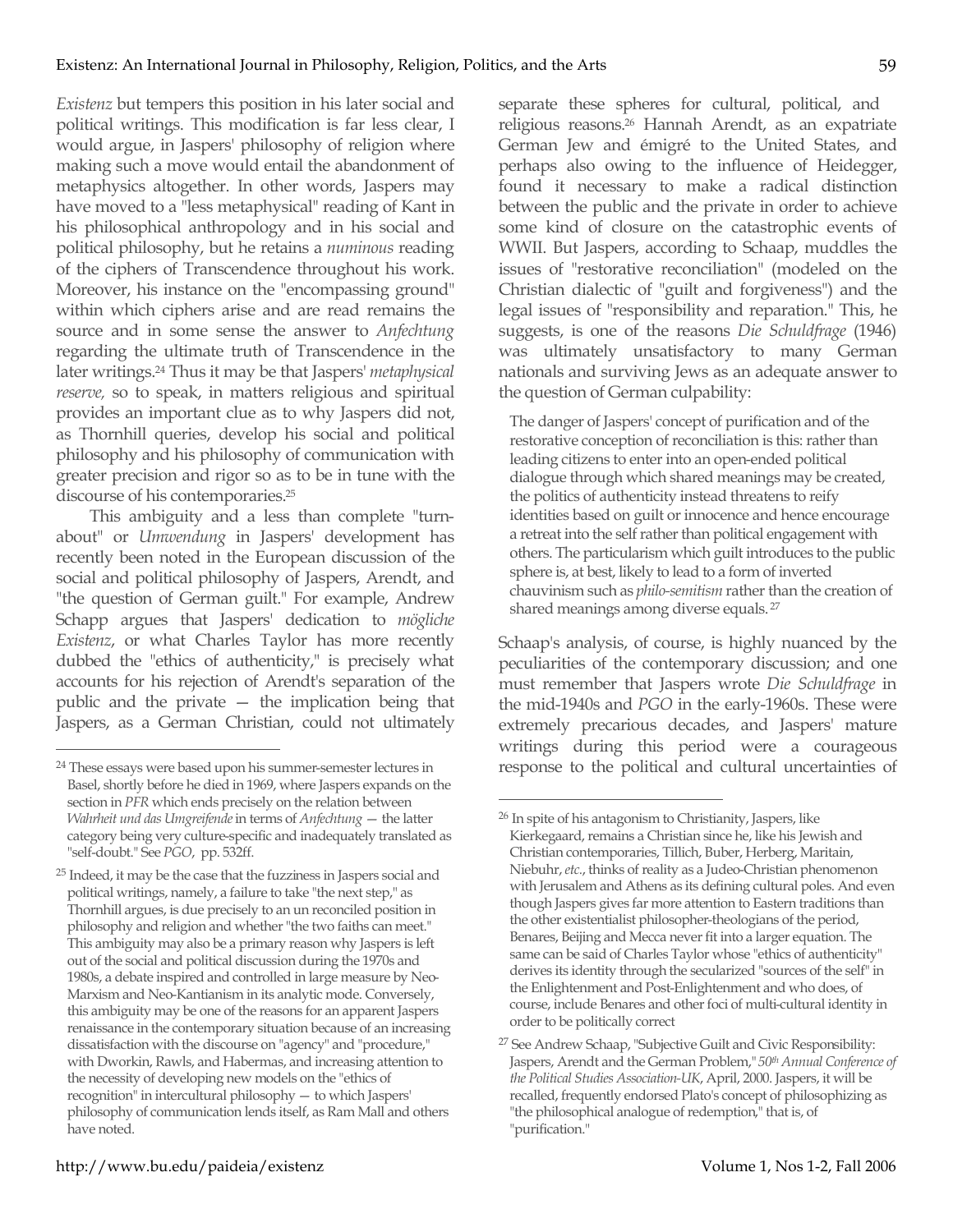*Existenz* but tempers this position in his later social and political writings. This modification is far less clear, I would argue, in Jaspers' philosophy of religion where making such a move would entail the abandonment of metaphysics altogether. In other words, Jaspers may have moved to a "less metaphysical" reading of Kant in his philosophical anthropology and in his social and political philosophy, but he retains a *numinous* reading of the ciphers of Transcendence throughout his work. Moreover, his instance on the "encompassing ground" within which ciphers arise and are read remains the source and in some sense the answer to *Anfechtung* regarding the ultimate truth of Transcendence in the later writings.[24] Thus it may be that Jaspers' *metaphysical reserve,* so to speak, in matters religious and spiritual provides an important clue as to why Jaspers did not, as Thornhill queries, develop his social and political philosophy and his philosophy of communication with greater precision and rigor so as to be in tune with the discourse of his contemporaries.[25]

This ambiguity and a less than complete "turn-about" or *Umwendung* in Jaspers' development has recently been noted in the European discussion of the social and political philosophy of Jaspers, Arendt, and "the question of German guilt." For example, Andrew Schapp argues that Jaspers' dedication to *mögliche Existenz*, or what Charles Taylor has more recently dubbed the "ethics of authenticity," is precisely what accounts for his rejection of Arendt's separation of the public and the private — the implication being that Jaspers, as a German Christian, could not ultimately separate these spheres for cultural, political, and religious reasons.[26] Hannah Arendt, as an expatriate German Jew and émigré to the United States, and perhaps also owing to the influence of Heidegger, found it necessary to make a radical distinction between the public and the private in order to achieve some kind of closure on the catastrophic events of WWII. But Jaspers, according to Schaap, muddles the issues of "restorative reconciliation" (modeled on the Christian dialectic of "guilt and forgiveness") and the legal issues of "responsibility and reparation." This, he suggests, is one of the reasons *Die Schuldfrage* (1946) was ultimately unsatisfactory to many German nationals and surviving Jews as an adequate answer to the question of German culpability:

> The danger of Jaspers' concept of purification and of the restorative conception of reconciliation is this: rather than leading citizens to enter into an open-ended political dialogue through which shared meanings may be created, the politics of authenticity instead threatens to reify identities based on guilt or innocence and hence encourage a retreat into the self rather than political engagement with others. The particularism which guilt introduces to the public sphere is, at best, likely to lead to a form of inverted chauvinism such as *philo-semitism* rather than the creation of shared meanings among diverse equals.[27]

Schaap's analysis, of course, is highly nuanced by the peculiarities of the contemporary discussion; and one must remember that Jaspers wrote *Die Schuldfrage* in the mid-1940s and *PGO* in the early-1960s. These were extremely precarious decades, and Jaspers' mature writings during this period were a courageous response to the political and cultural uncertainties of

---

[24] These essays were based upon his summer-semester lectures in Basel, shortly before he died in 1969, where Jaspers expands on the section in *PFR* which ends precisely on the relation between *Wahrheit und das Umgreifende* in terms of *Anfechtung* — the latter category being very culture-specific and inadequately translated as "self-doubt." See *PGO*, pp. 532ff.

[25] Indeed, it may be the case that the fuzziness in Jaspers social and political writings, namely, a failure to take "the next step," as Thornhill argues, is due precisely to an un reconciled position in philosophy and religion and whether "the two faiths can meet." This ambiguity may also be a primary reason why Jaspers is left out of the social and political discussion during the 1970s and 1980s, a debate inspired and controlled in large measure by Neo-Marxism and Neo-Kantianism in its analytic mode. Conversely, this ambiguity may be one of the reasons for an apparent Jaspers renaissance in the contemporary situation because of an increasing dissatisfaction with the discourse on "agency" and "procedure," with Dworkin, Rawls, and Habermas, and increasing attention to the necessity of developing new models on the "ethics of recognition" in intercultural philosophy — to which Jaspers' philosophy of communication lends itself, as Ram Mall and others have noted.

[26] In spite of his antagonism to Christianity, Jaspers, like Kierkegaard, remains a Christian since he, like his Jewish and Christian contemporaries, Tillich, Buber, Herberg, Maritain, Niebuhr, *etc.*, thinks of reality as a Judeo-Christian phenomenon with Jerusalem and Athens as its defining cultural poles. And even though Jaspers gives far more attention to Eastern traditions than the other existentialist philosopher-theologians of the period, Benares, Beijing and Mecca never fit into a larger equation. The same can be said of Charles Taylor whose "ethics of authenticity" derives its identity through the secularized "sources of the self" in the Enlightenment and Post-Enlightenment and who does, of course, include Benares and other foci of multi-cultural identity in order to be politically correct

[27] See Andrew Schaap, "Subjective Guilt and Civic Responsibility: Jaspers, Arendt and the German Problem," *50th Annual Conference of the Political Studies Association-UK*, April, 2000. Jaspers, it will be recalled, frequently endorsed Plato's concept of philosophizing as "the philosophical analogue of redemption," that is, of "purification."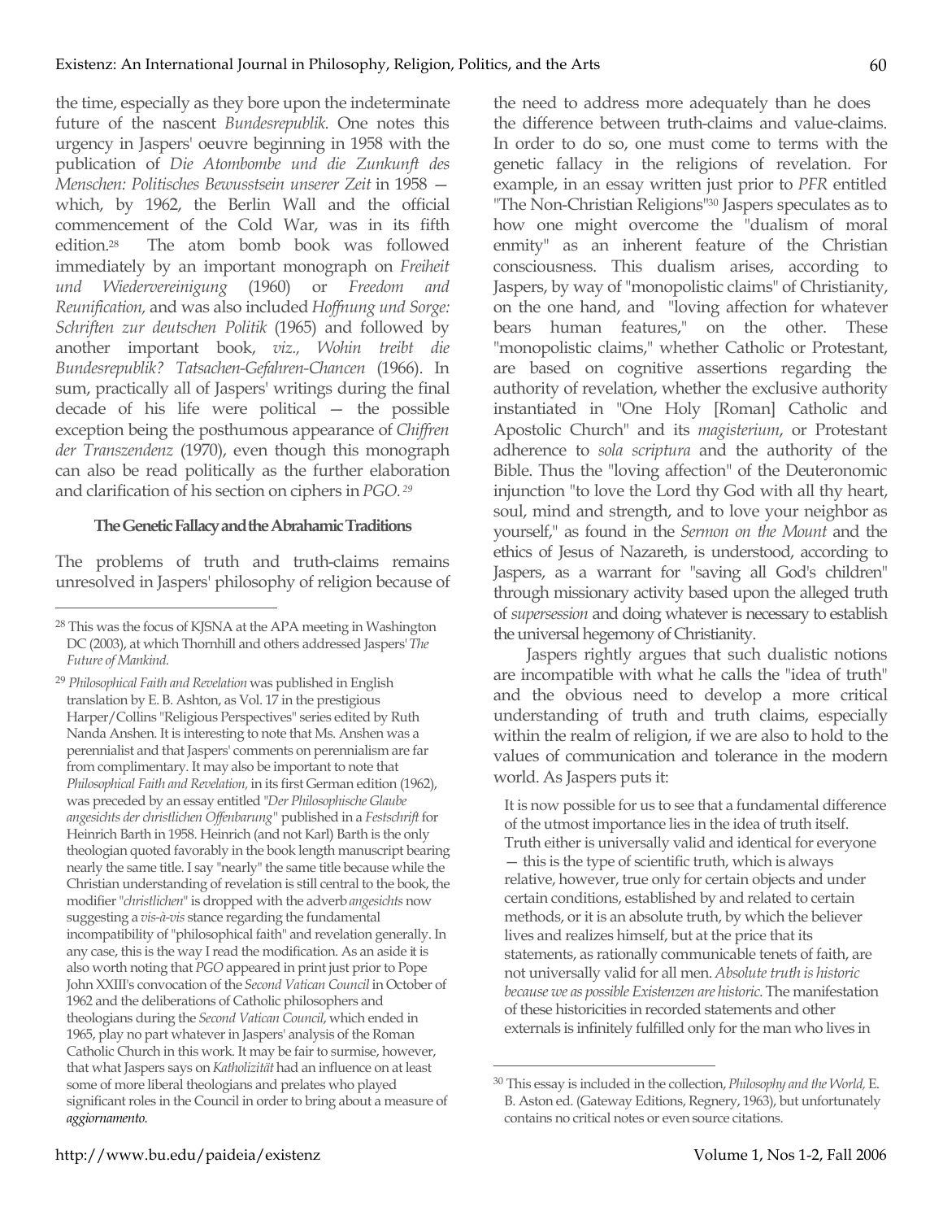the time, especially as they bore upon the indeterminate future of the nascent *Bundesrepublik.* One notes this urgency in Jaspers' oeuvre beginning in 1958 with the publication of *Die Atombombe und die Zukunft des Menschen: Politisches Bewusstsein unserer Zeit* in 1958 — which, by 1962, the Berlin Wall and the official commencement of the Cold War, was in its fifth edition.[28] The atom bomb book was followed immediately by an important monograph on *Freiheit und Wiedervereinigung* (1960) or *Freedom and Reunification,* and was also included *Hoffnung und Sorge: Schriften zur deutschen Politik* (1965) and followed by another important book, *viz., Wohin treibt die Bundesrepublik? Tatsachen-Gefahren-Chancen* (1966). In sum, practically all of Jaspers' writings during the final decade of his life were political — the possible exception being the posthumous appearance of *Chiffren der Transzendenz* (1970), even though this monograph can also be read politically as the further elaboration and clarification of his section on ciphers in *PGO.*[29]

### The Genetic Fallacy and the Abrahamic Traditions

The problems of truth and truth-claims remains unresolved in Jaspers' philosophy of religion because of the need to address more adequately than he does the difference between truth-claims and value-claims. In order to do so, one must come to terms with the genetic fallacy in the religions of revelation. For example, in an essay written just prior to *PFR* entitled "The Non-Christian Religions"[30] Jaspers speculates as to how one might overcome the "dualism of moral enmity" as an inherent feature of the Christian consciousness. This dualism arises, according to Jaspers, by way of "monopolistic claims" of Christianity, on the one hand, and "loving affection for whatever bears human features," on the other. These "monopolistic claims," whether Catholic or Protestant, are based on cognitive assertions regarding the authority of revelation, whether the exclusive authority instantiated in "One Holy [Roman] Catholic and Apostolic Church" and its *magisterium*, or Protestant adherence to *sola scriptura* and the authority of the Bible. Thus the "loving affection" of the Deuteronomic injunction "to love the Lord thy God with all thy heart, soul, mind and strength, and to love your neighbor as yourself," as found in the *Sermon on the Mount* and the ethics of Jesus of Nazareth, is understood, according to Jaspers, as a warrant for "saving all God's children" through missionary activity based upon the alleged truth of *supersession* and doing whatever is necessary to establish the universal hegemony of Christianity.

Jaspers rightly argues that such dualistic notions are incompatible with what he calls the "idea of truth" and the obvious need to develop a more critical understanding of truth and truth claims, especially within the realm of religion, if we are also to hold to the values of communication and tolerance in the modern world. As Jaspers puts it:

> It is now possible for us to see that a fundamental difference of the utmost importance lies in the idea of truth itself. Truth either is universally valid and identical for everyone — this is the type of scientific truth, which is always relative, however, true only for certain objects and under certain conditions, established by and related to certain methods, or it is an absolute truth, by which the believer lives and realizes himself, but at the price that its statements, as rationally communicable tenets of faith, are not universally valid for all men. *Absolute truth is historic because we as possible Existenzen are historic.* The manifestation of these historicities in recorded statements and other externals is infinitely fulfilled only for the man who lives in

---

[28] This was the focus of KJSNA at the APA meeting in Washington DC (2003), at which Thornhill and others addressed Jaspers' *The Future of Mankind*.

[29] *Philosophical Faith and Revelation* was published in English translation by E. B. Ashton, as Vol. 17 in the prestigious Harper/Collins "Religious Perspectives" series edited by Ruth Nanda Anshen. It is interesting to note that Ms. Anshen was a perennialist and that Jaspers' comments on perennialism are far from complimentary. It may also be important to note that *Philosophical Faith and Revelation,* in its first German edition (1962), was preceded by an essay entitled *"Der Philosophische Glaube angesichts der christlichen Offenbarung"* published in a *Festschrift* for Heinrich Barth in 1958. Heinrich (and not Karl) Barth is the only theologian quoted favorably in the book length manuscript bearing nearly the same title. I say "nearly" the same title because while the Christian understanding of revelation is still central to the book, the modifier "*christlichen*" is dropped with the adverb *angesichts* now suggesting a *vis-à-vis* stance regarding the fundamental incompatibility of "philosophical faith" and revelation generally. In any case, this is the way I read the modification. As an aside it is also worth noting that *PGO* appeared in print just prior to Pope John XXIII's convocation of the *Second Vatican Council* in October of 1962 and the deliberations of Catholic philosophers and theologians during the *Second Vatican Council*, which ended in 1965, play no part whatever in Jaspers' analysis of the Roman Catholic Church in this work. It may be fair to surmise, however, that what Jaspers says on *Katholizität* had an influence on at least some of more liberal theologians and prelates who played significant roles in the Council in order to bring about a measure of ***aggiornamento***.

[30] This essay is included in the collection, *Philosophy and the World,* E. B. Aston ed. (Gateway Editions, Regnery, 1963), but unfortunately contains no critical notes or even source citations.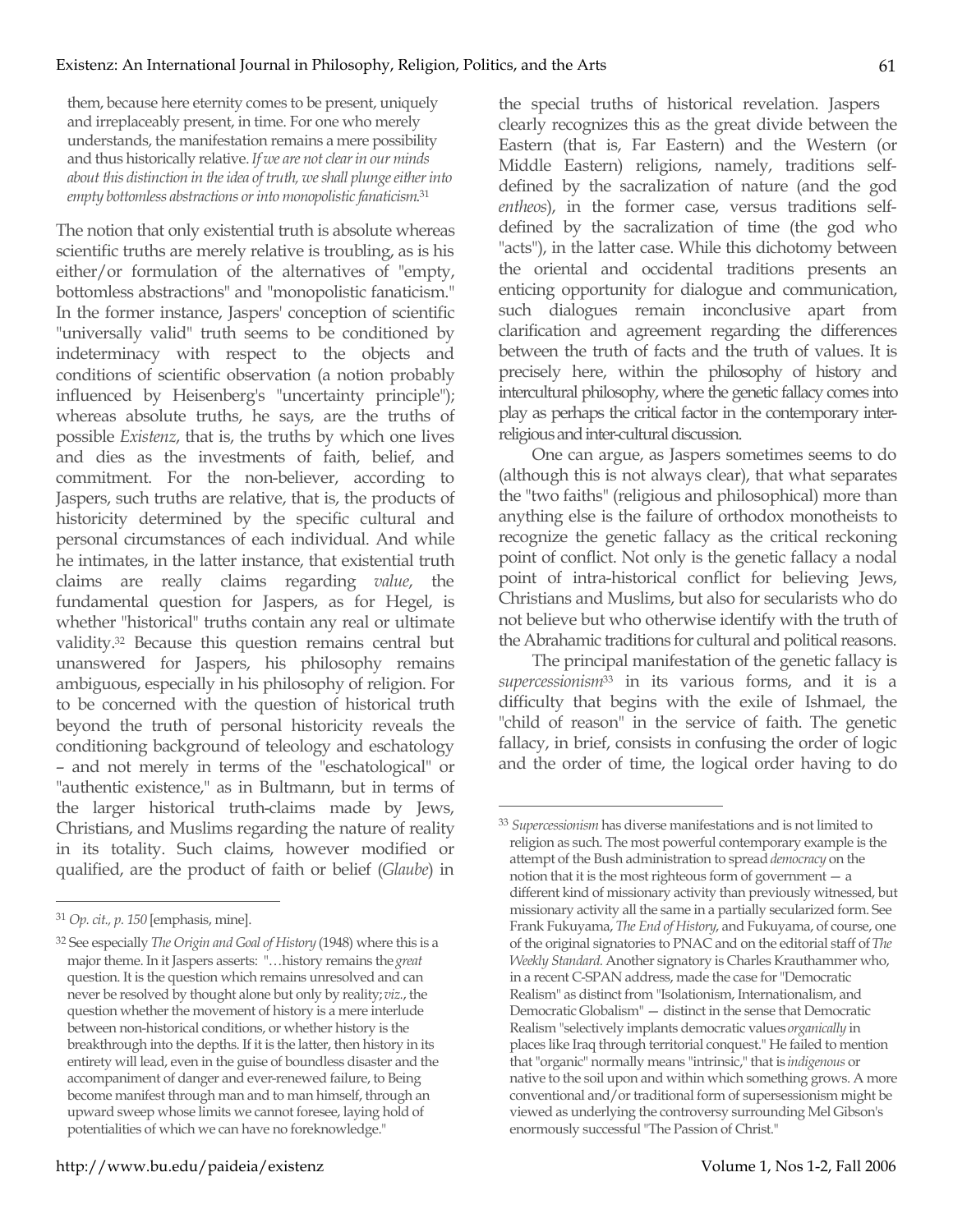> them, because here eternity comes to be present, uniquely and irreplaceably present, in time. For one who merely understands, the manifestation remains a mere possibility and thus historically relative. *If we are not clear in our minds about this distinction in the idea of truth, we shall plunge either into empty bottomless abstractions or into monopolistic fanaticism.*[31]

The notion that only existential truth is absolute whereas scientific truths are merely relative is troubling, as is his either/or formulation of the alternatives of "empty, bottomless abstractions" and "monopolistic fanaticism." In the former instance, Jaspers' conception of scientific "universally valid" truth seems to be conditioned by indeterminacy with respect to the objects and conditions of scientific observation (a notion probably influenced by Heisenberg's "uncertainty principle"); whereas absolute truths, he says, are the truths of possible *Existenz*, that is, the truths by which one lives and dies as the investments of faith, belief, and commitment. For the non-believer, according to Jaspers, such truths are relative, that is, the products of historicity determined by the specific cultural and personal circumstances of each individual. And while he intimates, in the latter instance, that existential truth claims are really claims regarding *value*, the fundamental question for Jaspers, as for Hegel, is whether "historical" truths contain any real or ultimate validity.[32] Because this question remains central but unanswered for Jaspers, his philosophy remains ambiguous, especially in his philosophy of religion. For to be concerned with the question of historical truth beyond the truth of personal historicity reveals the conditioning background of teleology and eschatology – and not merely in terms of the "eschatological" or "authentic existence," as in Bultmann, but in terms of the larger historical truth-claims made by Jews, Christians, and Muslims regarding the nature of reality in its totality. Such claims, however modified or qualified, are the product of faith or belief (*Glaube*) in the special truths of historical revelation. Jaspers clearly recognizes this as the great divide between the Eastern (that is, Far Eastern) and the Western (or Middle Eastern) religions, namely, traditions self-defined by the sacralization of nature (and the god *entheos*), in the former case, versus traditions self-defined by the sacralization of time (the god who "acts"), in the latter case. While this dichotomy between the oriental and occidental traditions presents an enticing opportunity for dialogue and communication, such dialogues remain inconclusive apart from clarification and agreement regarding the differences between the truth of facts and the truth of values. It is precisely here, within the philosophy of history and intercultural philosophy, where the genetic fallacy comes into play as perhaps the critical factor in the contemporary inter-religious and inter-cultural discussion.

One can argue, as Jaspers sometimes seems to do (although this is not always clear), that what separates the "two faiths" (religious and philosophical) more than anything else is the failure of orthodox monotheists to recognize the genetic fallacy as the critical reckoning point of conflict. Not only is the genetic fallacy a nodal point of intra-historical conflict for believing Jews, Christians and Muslims, but also for secularists who do not believe but who otherwise identify with the truth of the Abrahamic traditions for cultural and political reasons.

The principal manifestation of the genetic fallacy is *supercessionism*[33] in its various forms, and it is a difficulty that begins with the exile of Ishmael, the "child of reason" in the service of faith. The genetic fallacy, in brief, consists in confusing the order of logic and the order of time, the logical order having to do

---

[31] *Op. cit., p. 150* [emphasis, mine].

[32] See especially *The Origin and Goal of History* (1948) where this is a major theme. In it Jaspers asserts: "…history remains the *great* question. It is the question which remains unresolved and can never be resolved by thought alone but only by reality; *viz.*, the question whether the movement of history is a mere interlude between non-historical conditions, or whether history is the breakthrough into the depths. If it is the latter, then history in its entirety will lead, even in the guise of boundless disaster and the accompaniment of danger and ever-renewed failure, to Being become manifest through man and to man himself, through an upward sweep whose limits we cannot foresee, laying hold of potentialities of which we can have no foreknowledge."

[33] *Supercessionism* has diverse manifestations and is not limited to religion as such. The most powerful contemporary example is the attempt of the Bush administration to spread *democracy* on the notion that it is the most righteous form of government — a different kind of missionary activity than previously witnessed, but missionary activity all the same in a partially secularized form. See Frank Fukuyama, *The End of History*, and Fukuyama, of course, one of the original signatories to PNAC and on the editorial staff of *The Weekly Standard.* Another signatory is Charles Krauthammer who, in a recent C-SPAN address, made the case for "Democratic Realism" as distinct from "Isolationism, Internationalism, and Democratic Globalism" — distinct in the sense that Democratic Realism "selectively implants democratic values *organically* in places like Iraq through territorial conquest." He failed to mention that "organic" normally means "intrinsic," that is *indigenous* or native to the soil upon and within which something grows. A more conventional and/or traditional form of supersessionism might be viewed as underlying the controversy surrounding Mel Gibson's enormously successful "The Passion of Christ."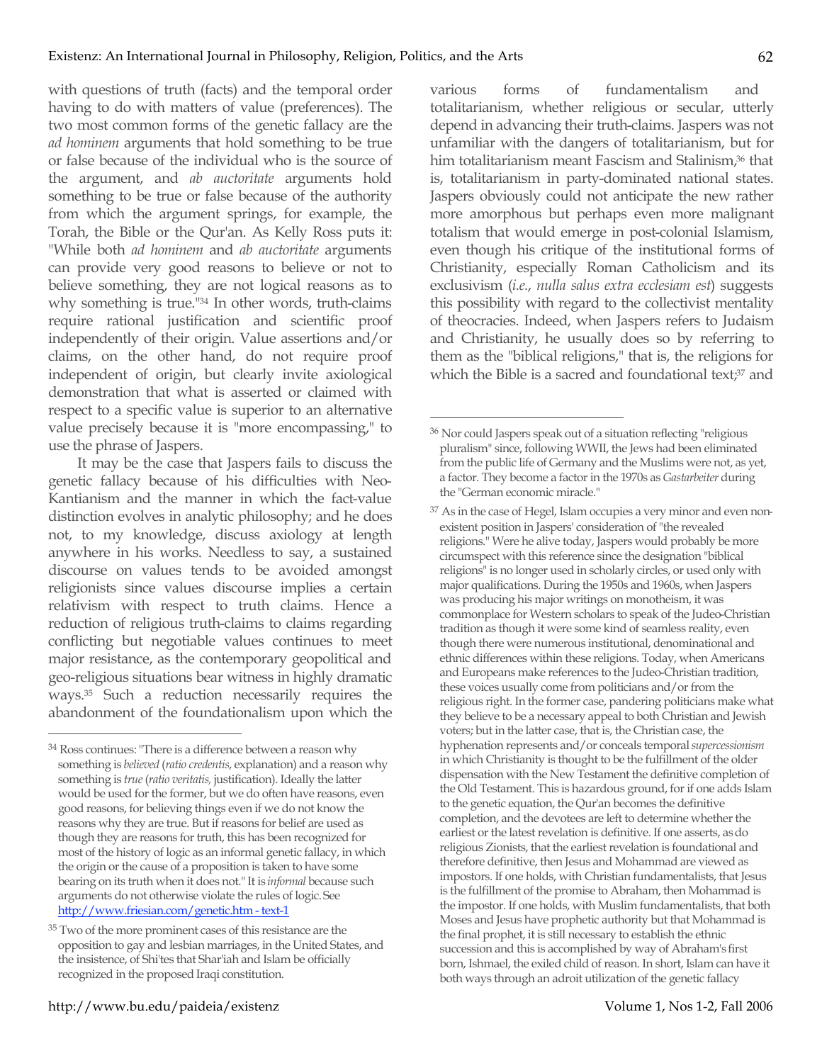with questions of truth (facts) and the temporal order having to do with matters of value (preferences). The two most common forms of the genetic fallacy are the *ad hominem* arguments that hold something to be true or false because of the individual who is the source of the argument, and *ab auctoritate* arguments hold something to be true or false because of the authority from which the argument springs, for example, the Torah, the Bible or the Qur'an. As Kelly Ross puts it: "While both *ad hominem* and *ab auctoritate* arguments can provide very good reasons to believe or not to believe something, they are not logical reasons as to why something is true."[34] In other words, truth-claims require rational justification and scientific proof independently of their origin. Value assertions and/or claims, on the other hand, do not require proof independent of origin, but clearly invite axiological demonstration that what is asserted or claimed with respect to a specific value is superior to an alternative value precisely because it is "more encompassing," to use the phrase of Jaspers.

It may be the case that Jaspers fails to discuss the genetic fallacy because of his difficulties with Neo-Kantianism and the manner in which the fact-value distinction evolves in analytic philosophy; and he does not, to my knowledge, discuss axiology at length anywhere in his works. Needless to say, a sustained discourse on values tends to be avoided amongst religionists since values discourse implies a certain relativism with respect to truth claims. Hence a reduction of religious truth-claims to claims regarding conflicting but negotiable values continues to meet major resistance, as the contemporary geopolitical and geo-religious situations bear witness in highly dramatic ways.[35] Such a reduction necessarily requires the abandonment of the foundationalism upon which the various forms of fundamentalism and totalitarianism, whether religious or secular, utterly depend in advancing their truth-claims. Jaspers was not unfamiliar with the dangers of totalitarianism, but for him totalitarianism meant Fascism and Stalinism,[36] that is, totalitarianism in party-dominated national states. Jaspers obviously could not anticipate the new rather more amorphous but perhaps even more malignant totalism that would emerge in post-colonial Islamism, even though his critique of the institutional forms of Christianity, especially Roman Catholicism and its exclusivism (*i.e.*, *nulla salus extra ecclesiam est*) suggests this possibility with regard to the collectivist mentality of theocracies. Indeed, when Jaspers refers to Judaism and Christianity, he usually does so by referring to them as the "biblical religions," that is, the religions for which the Bible is a sacred and foundational text;[37] and

---

[34] Ross continues: "There is a difference between a reason why something is *believed* (*ratio credentis*, explanation) and a reason why something is *true* (*ratio veritatis*, justification). Ideally the latter would be used for the former, but we do often have reasons, even good reasons, for believing things even if we do not know the reasons why they are true. But if reasons for belief are used as though they are reasons for truth, this has been recognized for most of the history of logic as an informal genetic fallacy, in which the origin or the cause of a proposition is taken to have some bearing on its truth when it does not." It is *informal* because such arguments do not otherwise violate the rules of logic. See http://www.friesian.com/genetic.htm - text-1

[35] Two of the more prominent cases of this resistance are the opposition to gay and lesbian marriages, in the United States, and the insistence, of Shi'tes that Shar'iah and Islam be officially recognized in the proposed Iraqi constitution.

[36] Nor could Jaspers speak out of a situation reflecting "religious pluralism" since, following WWII, the Jews had been eliminated from the public life of Germany and the Muslims were not, as yet, a factor. They become a factor in the 1970s as *Gastarbeiter* during the "German economic miracle."

[37] As in the case of Hegel, Islam occupies a very minor and even non-existent position in Jaspers' consideration of "the revealed religions." Were he alive today, Jaspers would probably be more circumspect with this reference since the designation "biblical religions" is no longer used in scholarly circles, or used only with major qualifications. During the 1950s and 1960s, when Jaspers was producing his major writings on monotheism, it was commonplace for Western scholars to speak of the Judeo-Christian tradition as though it were some kind of seamless reality, even though there were numerous institutional, denominational and ethnic differences within these religions. Today, when Americans and Europeans make references to the Judeo-Christian tradition, these voices usually come from politicians and/or from the religious right. In the former case, pandering politicians make what they believe to be a necessary appeal to both Christian and Jewish voters; but in the latter case, that is, the Christian case, the hyphenation represents and/or conceals temporal *supercessionism* in which Christianity is thought to be the fulfillment of the older dispensation with the New Testament the definitive completion of the Old Testament. This is hazardous ground, for if one adds Islam to the genetic equation, the Qur'an becomes the definitive completion, and the devotees are left to determine whether the earliest or the latest revelation is definitive. If one asserts, as do religious Zionists, that the earliest revelation is foundational and therefore definitive, then Jesus and Mohammad are viewed as impostors. If one holds, with Christian fundamentalists, that Jesus is the fulfillment of the promise to Abraham, then Mohammad is the impostor. If one holds, with Muslim fundamentalists, that both Moses and Jesus have prophetic authority but that Mohammad is the final prophet, it is still necessary to establish the ethnic succession and this is accomplished by way of Abraham's first born, Ishmael, the exiled child of reason. In short, Islam can have it both ways through an adroit utilization of the genetic fallacy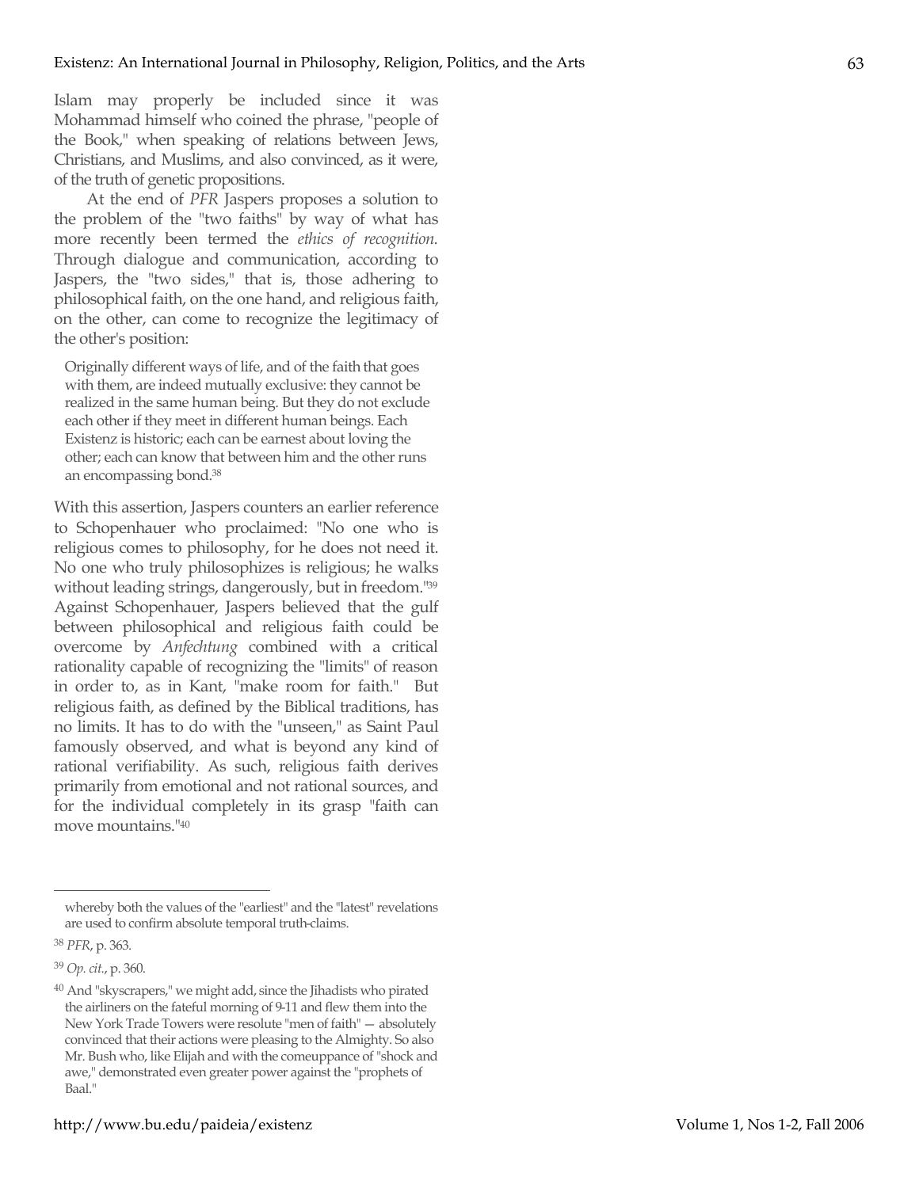Islam may properly be included since it was Mohammad himself who coined the phrase, "people of the Book," when speaking of relations between Jews, Christians, and Muslims, and also convinced, as it were, of the truth of genetic propositions.

At the end of *PFR* Jaspers proposes a solution to the problem of the "two faiths" by way of what has more recently been termed the *ethics of recognition*. Through dialogue and communication, according to Jaspers, the "two sides," that is, those adhering to philosophical faith, on the one hand, and religious faith, on the other, can come to recognize the legitimacy of the other's position:

> Originally different ways of life, and of the faith that goes with them, are indeed mutually exclusive: they cannot be realized in the same human being. But they do not exclude each other if they meet in different human beings. Each Existenz is historic; each can be earnest about loving the other; each can know that between him and the other runs an encompassing bond.[38]

With this assertion, Jaspers counters an earlier reference to Schopenhauer who proclaimed: "No one who is religious comes to philosophy, for he does not need it. No one who truly philosophizes is religious; he walks without leading strings, dangerously, but in freedom."[39] Against Schopenhauer, Jaspers believed that the gulf between philosophical and religious faith could be overcome by *Anfechtung* combined with a critical rationality capable of recognizing the "limits" of reason in order to, as in Kant, "make room for faith." But religious faith, as defined by the Biblical traditions, has no limits. It has to do with the "unseen," as Saint Paul famously observed, and what is beyond any kind of rational verifiability. As such, religious faith derives primarily from emotional and not rational sources, and for the individual completely in its grasp "faith can move mountains."[40]

---

whereby both the values of the "earliest" and the "latest" revelations are used to confirm absolute temporal truth-claims.

[38] *PFR*, p. 363.

[39] *Op. cit.*, p. 360.

[40] And "skyscrapers," we might add, since the Jihadists who pirated the airliners on the fateful morning of 9-11 and flew them into the New York Trade Towers were resolute "men of faith" — absolutely convinced that their actions were pleasing to the Almighty. So also Mr. Bush who, like Elijah and with the comeuppance of "shock and awe," demonstrated even greater power against the "prophets of Baal."